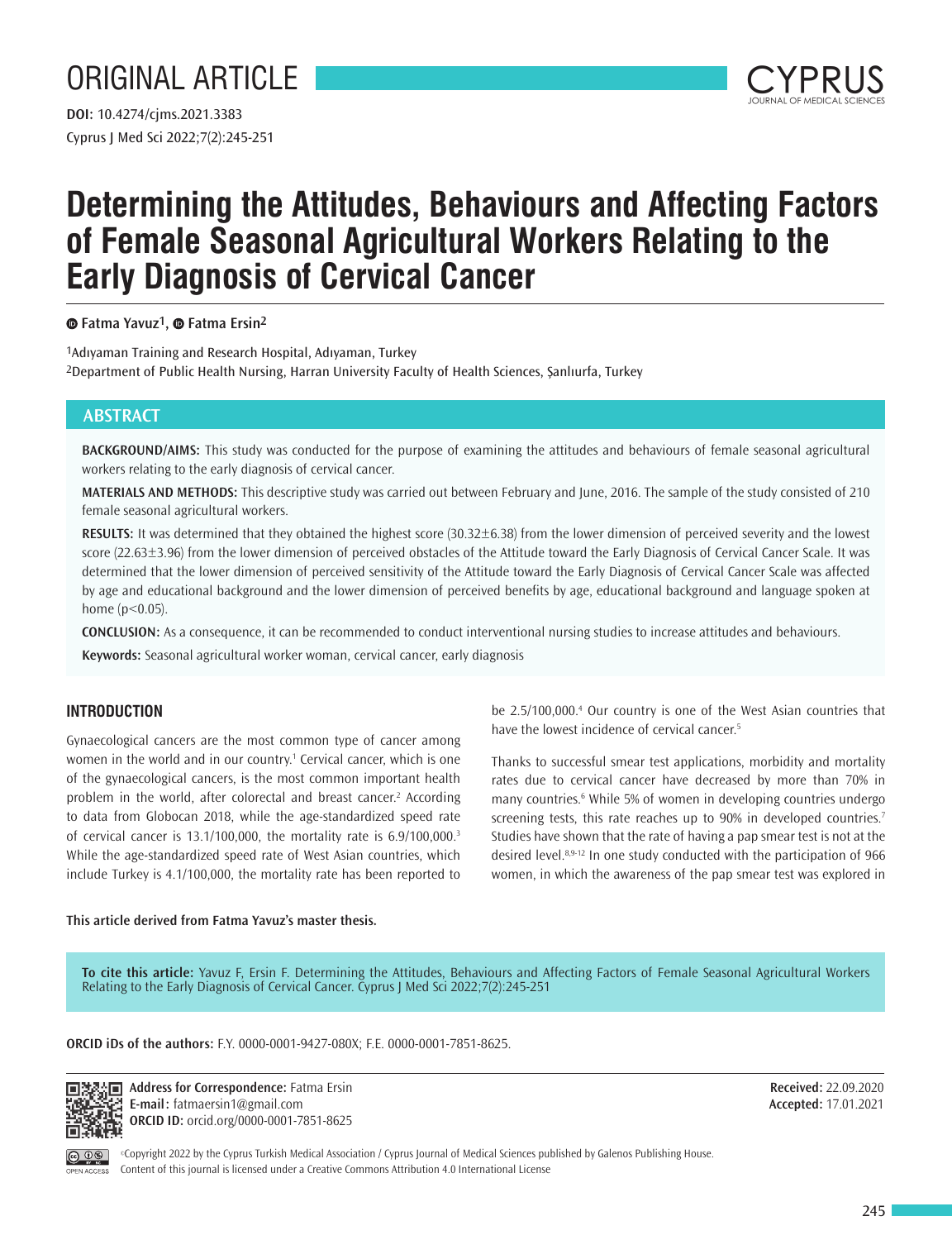ORIGINAL ARTICLE

DOI: 10.4274/cjms.2021.3383

# Determining the Attitudes, Behaviours and Affecting Factors of Female Seasonal Agricultural Workers Relating to the Early Diagnosis of Cervical Cancer

Fatma Yavuz[1], Fatma Ersin[2]

[1]Adıyaman Training and Research Hospital, Adıyaman, Turkey
[2]Department of Public Health Nursing, Harran University Faculty of Health Sciences, Şanlıurfa, Turkey

## ABSTRACT

**BACKGROUND/AIMS:** This study was conducted for the purpose of examining the attitudes and behaviours of female seasonal agricultural workers relating to the early diagnosis of cervical cancer.

**MATERIALS AND METHODS:** This descriptive study was carried out between February and June, 2016. The sample of the study consisted of 210 female seasonal agricultural workers.

**RESULTS:** It was determined that they obtained the highest score (30.32±6.38) from the lower dimension of perceived severity and the lowest score (22.63±3.96) from the lower dimension of perceived obstacles of the Attitude toward the Early Diagnosis of Cervical Cancer Scale. It was determined that the lower dimension of perceived sensitivity of the Attitude toward the Early Diagnosis of Cervical Cancer Scale was affected by age and educational background and the lower dimension of perceived benefits by age, educational background and language spoken at home ($p<0.05$).

**CONCLUSION:** As a consequence, it can be recommended to conduct interventional nursing studies to increase attitudes and behaviours.

**Keywords:** Seasonal agricultural worker woman, cervical cancer, early diagnosis

## INTRODUCTION

Gynaecological cancers are the most common type of cancer among women in the world and in our country.[1] Cervical cancer, which is one of the gynaecological cancers, is the most common important health problem in the world, after colorectal and breast cancer.[2] According to data from Globocan 2018, while the age-standardized speed rate of cervical cancer is 13.1/100,000, the mortality rate is 6.9/100,000.[3] While the age-standardized speed rate of West Asian countries, which include Turkey is 4.1/100,000, the mortality rate has been reported to be 2.5/100,000.[4] Our country is one of the West Asian countries that have the lowest incidence of cervical cancer.[5]

Thanks to successful smear test applications, morbidity and mortality rates due to cervical cancer have decreased by more than 70% in many countries.[6] While 5% of women in developing countries undergo screening tests, this rate reaches up to 90% in developed countries.[7] Studies have shown that the rate of having a pap smear test is not at the desired level.[8,9-12] In one study conducted with the participation of 966 women, in which the awareness of the pap smear test was explored in

**This article derived from Fatma Yavuz's master thesis.**

**To cite this article:** Yavuz F, Ersin F. Determining the Attitudes, Behaviours and Affecting Factors of Female Seasonal Agricultural Workers Relating to the Early Diagnosis of Cervical Cancer. Cyprus J Med Sci 2022;7(2):245-251

**ORCID iDs of the authors:** F.Y. 0000-0001-9427-080X; F.E. 0000-0001-7851-8625.

**Address for Correspondence:** Fatma Ersin
**E-mail:** fatmaersin1@gmail.com
**ORCID ID:** orcid.org/0000-0001-7851-8625

**Received:** 22.09.2020
**Accepted:** 17.01.2021

©Copyright 2022 by the Cyprus Turkish Medical Association / Cyprus Journal of Medical Sciences published by Galenos Publishing House.
Content of this journal is licensed under a Creative Commons Attribution 4.0 International License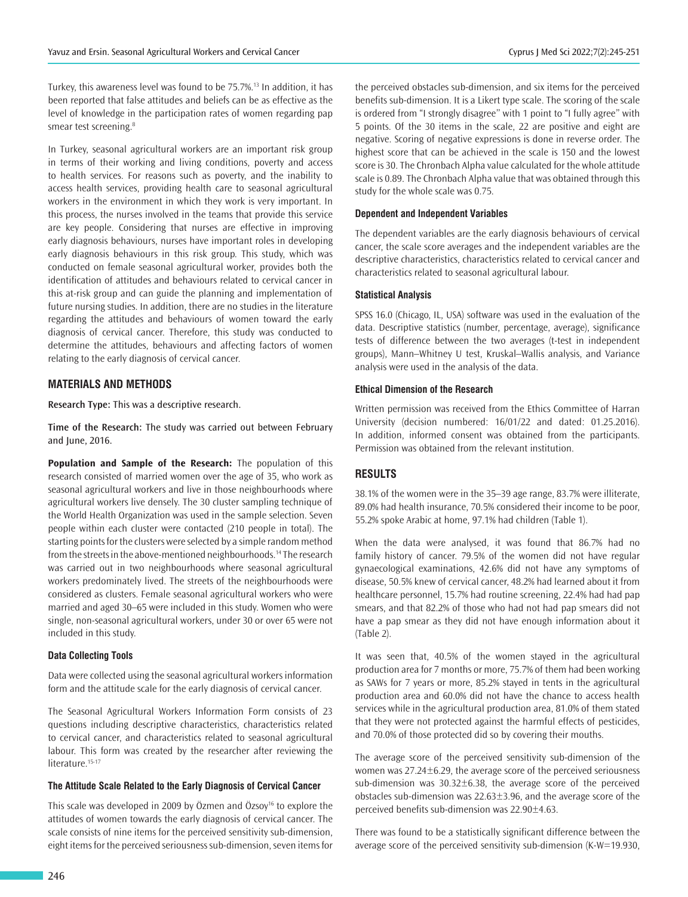Turkey, this awareness level was found to be 75.7%.[13] In addition, it has been reported that false attitudes and beliefs can be as effective as the level of knowledge in the participation rates of women regarding pap smear test screening.[8]

In Turkey, seasonal agricultural workers are an important risk group in terms of their working and living conditions, poverty and access to health services. For reasons such as poverty, and the inability to access health services, providing health care to seasonal agricultural workers in the environment in which they work is very important. In this process, the nurses involved in the teams that provide this service are key people. Considering that nurses are effective in improving early diagnosis behaviours, nurses have important roles in developing early diagnosis behaviours in this risk group. This study, which was conducted on female seasonal agricultural worker, provides both the identification of attitudes and behaviours related to cervical cancer in this at-risk group and can guide the planning and implementation of future nursing studies. In addition, there are no studies in the literature regarding the attitudes and behaviours of women toward the early diagnosis of cervical cancer. Therefore, this study was conducted to determine the attitudes, behaviours and affecting factors of women relating to the early diagnosis of cervical cancer.

## MATERIALS AND METHODS

**Research Type:** This was a descriptive research.

**Time of the Research:** The study was carried out between February and June, 2016.

**Population and Sample of the Research:** The population of this research consisted of married women over the age of 35, who work as seasonal agricultural workers and live in those neighbourhoods where agricultural workers live densely. The 30 cluster sampling technique of the World Health Organization was used in the sample selection. Seven people within each cluster were contacted (210 people in total). The starting points for the clusters were selected by a simple random method from the streets in the above-mentioned neighbourhoods.[14] The research was carried out in two neighbourhoods where seasonal agricultural workers predominately lived. The streets of the neighbourhoods were considered as clusters. Female seasonal agricultural workers who were married and aged 30–65 were included in this study. Women who were single, non-seasonal agricultural workers, under 30 or over 65 were not included in this study.

### Data Collecting Tools

Data were collected using the seasonal agricultural workers information form and the attitude scale for the early diagnosis of cervical cancer.

The Seasonal Agricultural Workers Information Form consists of 23 questions including descriptive characteristics, characteristics related to cervical cancer, and characteristics related to seasonal agricultural labour. This form was created by the researcher after reviewing the literature.[15-17]

### The Attitude Scale Related to the Early Diagnosis of Cervical Cancer

This scale was developed in 2009 by Özmen and Özsoy[16] to explore the attitudes of women towards the early diagnosis of cervical cancer. The scale consists of nine items for the perceived sensitivity sub-dimension, eight items for the perceived seriousness sub-dimension, seven items for the perceived obstacles sub-dimension, and six items for the perceived benefits sub-dimension. It is a Likert type scale. The scoring of the scale is ordered from "I strongly disagree" with 1 point to "I fully agree" with 5 points. Of the 30 items in the scale, 22 are positive and eight are negative. Scoring of negative expressions is done in reverse order. The highest score that can be achieved in the scale is 150 and the lowest score is 30. The Chronbach Alpha value calculated for the whole attitude scale is 0.89. The Chronbach Alpha value that was obtained through this study for the whole scale was 0.75.

### Dependent and Independent Variables

The dependent variables are the early diagnosis behaviours of cervical cancer, the scale score averages and the independent variables are the descriptive characteristics, characteristics related to cervical cancer and characteristics related to seasonal agricultural labour.

### Statistical Analysis

SPSS 16.0 (Chicago, IL, USA) software was used in the evaluation of the data. Descriptive statistics (number, percentage, average), significance tests of difference between the two averages (t-test in independent groups), Mann–Whitney U test, Kruskal–Wallis analysis, and Variance analysis were used in the analysis of the data.

### Ethical Dimension of the Research

Written permission was received from the Ethics Committee of Harran University (decision numbered: 16/01/22 and dated: 01.25.2016). In addition, informed consent was obtained from the participants. Permission was obtained from the relevant institution.

## RESULTS

38.1% of the women were in the 35–39 age range, 83.7% were illiterate, 89.0% had health insurance, 70.5% considered their income to be poor, 55.2% spoke Arabic at home, 97.1% had children (Table 1).

When the data were analysed, it was found that 86.7% had no family history of cancer. 79.5% of the women did not have regular gynaecological examinations, 42.6% did not have any symptoms of disease, 50.5% knew of cervical cancer, 48.2% had learned about it from healthcare personnel, 15.7% had routine screening, 22.4% had had pap smears, and that 82.2% of those who had not had pap smears did not have a pap smear as they did not have enough information about it (Table 2).

It was seen that, 40.5% of the women stayed in the agricultural production area for 7 months or more, 75.7% of them had been working as SAWs for 7 years or more, 85.2% stayed in tents in the agricultural production area and 60.0% did not have the chance to access health services while in the agricultural production area, 81.0% of them stated that they were not protected against the harmful effects of pesticides, and 70.0% of those protected did so by covering their mouths.

The average score of the perceived sensitivity sub-dimension of the women was 27.24±6.29, the average score of the perceived seriousness sub-dimension was 30.32±6.38, the average score of the perceived obstacles sub-dimension was 22.63±3.96, and the average score of the perceived benefits sub-dimension was 22.90±4.63.

There was found to be a statistically significant difference between the average score of the perceived sensitivity sub-dimension (K-W=19.930,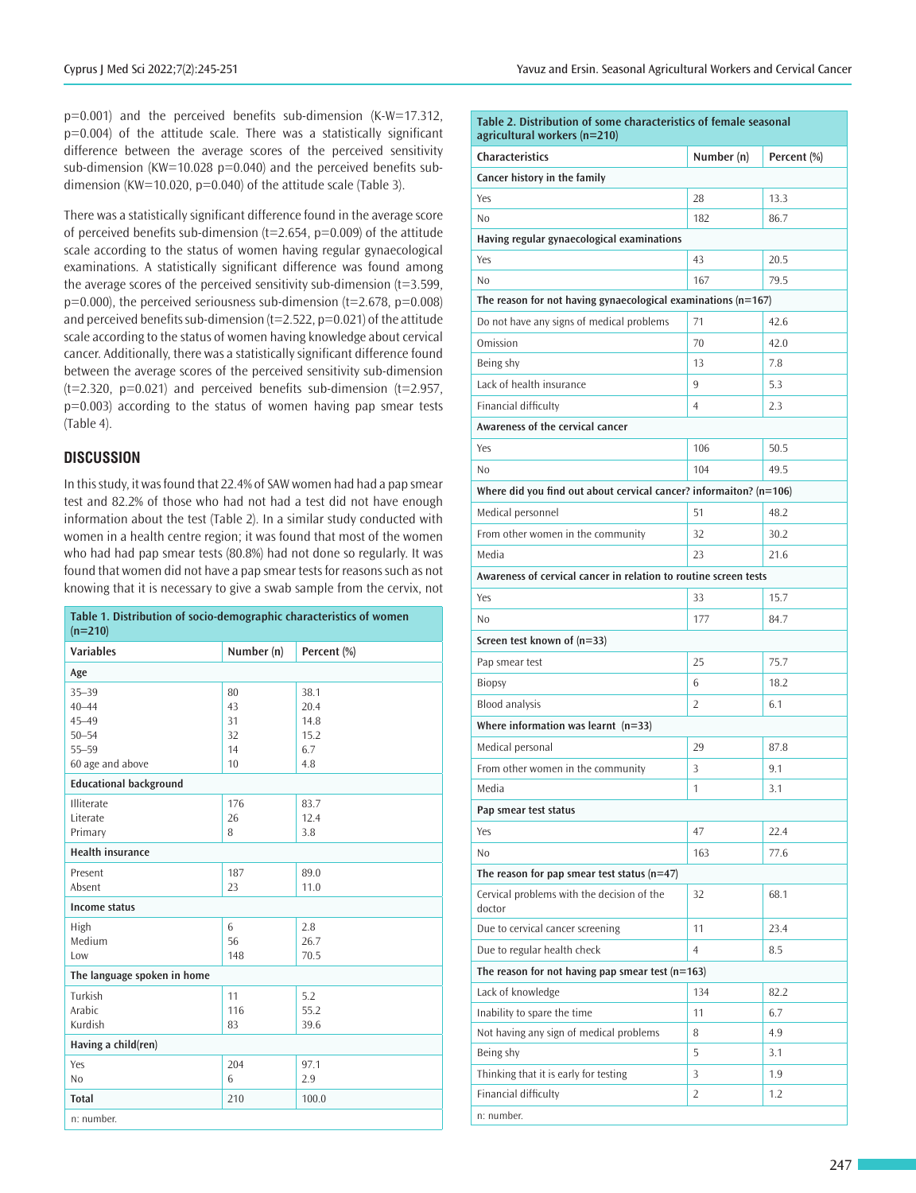p=0.001) and the perceived benefits sub-dimension (K-W=17.312, p=0.004) of the attitude scale. There was a statistically significant difference between the average scores of the perceived sensitivity sub-dimension (KW=10.028 p=0.040) and the perceived benefits sub-dimension (KW=10.020, p=0.040) of the attitude scale (Table 3).

There was a statistically significant difference found in the average score of perceived benefits sub-dimension (t=2.654, p=0.009) of the attitude scale according to the status of women having regular gynaecological examinations. A statistically significant difference was found among the average scores of the perceived sensitivity sub-dimension (t=3.599, p=0.000), the perceived seriousness sub-dimension (t=2.678, p=0.008) and perceived benefits sub-dimension (t=2.522, p=0.021) of the attitude scale according to the status of women having knowledge about cervical cancer. Additionally, there was a statistically significant difference found between the average scores of the perceived sensitivity sub-dimension (t=2.320, p=0.021) and perceived benefits sub-dimension (t=2.957, p=0.003) according to the status of women having pap smear tests (Table 4).

## DISCUSSION

In this study, it was found that 22.4% of SAW women had had a pap smear test and 82.2% of those who had not had a test did not have enough information about the test (Table 2). In a similar study conducted with women in a health centre region; it was found that most of the women who had had pap smear tests (80.8%) had not done so regularly. It was found that women did not have a pap smear tests for reasons such as not knowing that it is necessary to give a swab sample from the cervix, not

**Table 1. Distribution of socio-demographic characteristics of women (n=210)**

| Variables | Number (n) | Percent (%) |
|---|---|---|
| **Age** | | |
| 35–39 | 80 | 38.1 |
| 40–44 | 43 | 20.4 |
| 45–49 | 31 | 14.8 |
| 50–54 | 32 | 15.2 |
| 55–59 | 14 | 6.7 |
| 60 age and above | 10 | 4.8 |
| **Educational background** | | |
| Illiterate | 176 | 83.7 |
| Literate | 26 | 12.4 |
| Primary | 8 | 3.8 |
| **Health insurance** | | |
| Present | 187 | 89.0 |
| Absent | 23 | 11.0 |
| **Income status** | | |
| High | 6 | 2.8 |
| Medium | 56 | 26.7 |
| Low | 148 | 70.5 |
| **The language spoken in home** | | |
| Turkish | 11 | 5.2 |
| Arabic | 116 | 55.2 |
| Kurdish | 83 | 39.6 |
| **Having a child(ren)** | | |
| Yes | 204 | 97.1 |
| No | 6 | 2.9 |
| **Total** | 210 | 100.0 |

n: number.

**Table 2. Distribution of some characteristics of female seasonal agricultural workers (n=210)**

| Characteristics | Number (n) | Percent (%) |
|---|---|---|
| **Cancer history in the family** | | |
| Yes | 28 | 13.3 |
| No | 182 | 86.7 |
| **Having regular gynaecological examinations** | | |
| Yes | 43 | 20.5 |
| No | 167 | 79.5 |
| **The reason for not having gynaecological examinations (n=167)** | | |
| Do not have any signs of medical problems | 71 | 42.6 |
| Omission | 70 | 42.0 |
| Being shy | 13 | 7.8 |
| Lack of health insurance | 9 | 5.3 |
| Financial difficulty | 4 | 2.3 |
| **Awareness of the cervical cancer** | | |
| Yes | 106 | 50.5 |
| No | 104 | 49.5 |
| **Where did you find out about cervical cancer? informaiton? (n=106)** | | |
| Medical personnel | 51 | 48.2 |
| From other women in the community | 32 | 30.2 |
| Media | 23 | 21.6 |
| **Awareness of cervical cancer in relation to routine screen tests** | | |
| Yes | 33 | 15.7 |
| No | 177 | 84.7 |
| **Screen test known of (n=33)** | | |
| Pap smear test | 25 | 75.7 |
| Biopsy | 6 | 18.2 |
| Blood analysis | 2 | 6.1 |
| **Where information was learnt (n=33)** | | |
| Medical personal | 29 | 87.8 |
| From other women in the community | 3 | 9.1 |
| Media | 1 | 3.1 |
| **Pap smear test status** | | |
| Yes | 47 | 22.4 |
| No | 163 | 77.6 |
| **The reason for pap smear test status (n=47)** | | |
| Cervical problems with the decision of the doctor | 32 | 68.1 |
| Due to cervical cancer screening | 11 | 23.4 |
| Due to regular health check | 4 | 8.5 |
| **The reason for not having pap smear test (n=163)** | | |
| Lack of knowledge | 134 | 82.2 |
| Inability to spare the time | 11 | 6.7 |
| Not having any sign of medical problems | 8 | 4.9 |
| Being shy | 5 | 3.1 |
| Thinking that it is early for testing | 3 | 1.9 |
| Financial difficulty | 2 | 1.2 |

n: number.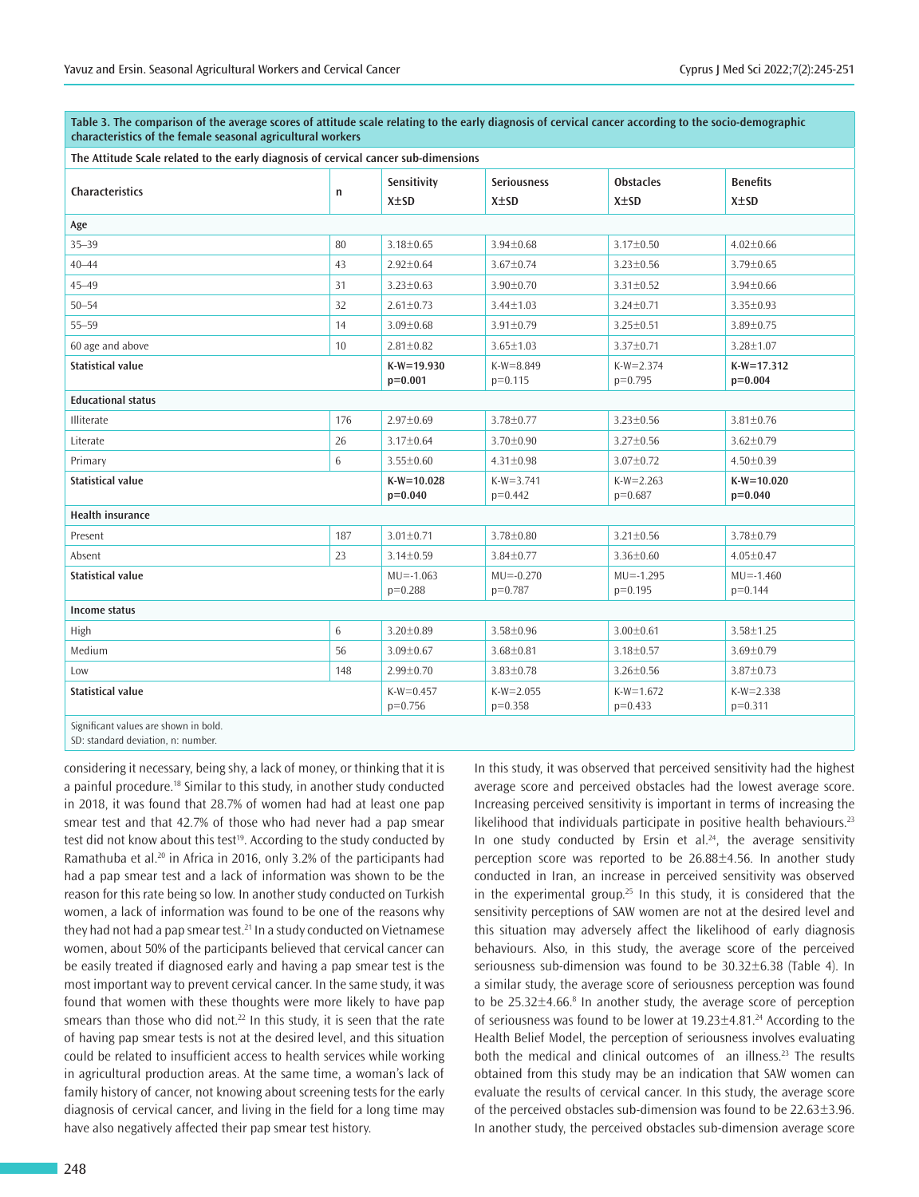**Table 3. The comparison of the average scores of attitude scale relating to the early diagnosis of cervical cancer according to the socio-demographic characteristics of the female seasonal agricultural workers**

| The Attitude Scale related to the early diagnosis of cervical cancer sub-dimensions | | | | | |
|---|---|---|---|---|---|
| Characteristics | n | Sensitivity X±SD | Seriousness X±SD | Obstacles X±SD | Benefits X±SD |
| **Age** | | | | | |
| 35–39 | 80 | 3.18±0.65 | 3.94±0.68 | 3.17±0.50 | 4.02±0.66 |
| 40–44 | 43 | 2.92±0.64 | 3.67±0.74 | 3.23±0.56 | 3.79±0.65 |
| 45–49 | 31 | 3.23±0.63 | 3.90±0.70 | 3.31±0.52 | 3.94±0.66 |
| 50–54 | 32 | 2.61±0.73 | 3.44±1.03 | 3.24±0.71 | 3.35±0.93 |
| 55–59 | 14 | 3.09±0.68 | 3.91±0.79 | 3.25±0.51 | 3.89±0.75 |
| 60 age and above | 10 | 2.81±0.82 | 3.65±1.03 | 3.37±0.71 | 3.28±1.07 |
| **Statistical value** | | **K-W=19.930 p=0.001** | K-W=8.849 p=0.115 | K-W=2.374 p=0.795 | **K-W=17.312 p=0.004** |
| **Educational status** | | | | | |
| Illiterate | 176 | 2.97±0.69 | 3.78±0.77 | 3.23±0.56 | 3.81±0.76 |
| Literate | 26 | 3.17±0.64 | 3.70±0.90 | 3.27±0.56 | 3.62±0.79 |
| Primary | 6 | 3.55±0.60 | 4.31±0.98 | 3.07±0.72 | 4.50±0.39 |
| **Statistical value** | | **K-W=10.028 p=0.040** | K-W=3.741 p=0.442 | K-W=2.263 p=0.687 | **K-W=10.020 p=0.040** |
| **Health insurance** | | | | | |
| Present | 187 | 3.01±0.71 | 3.78±0.80 | 3.21±0.56 | 3.78±0.79 |
| Absent | 23 | 3.14±0.59 | 3.84±0.77 | 3.36±0.60 | 4.05±0.47 |
| **Statistical value** | | MU=-1.063 p=0.288 | MU=-0.270 p=0.787 | MU=-1.295 p=0.195 | MU=-1.460 p=0.144 |
| **Income status** | | | | | |
| High | 6 | 3.20±0.89 | 3.58±0.96 | 3.00±0.61 | 3.58±1.25 |
| Medium | 56 | 3.09±0.67 | 3.68±0.81 | 3.18±0.57 | 3.69±0.79 |
| Low | 148 | 2.99±0.70 | 3.83±0.78 | 3.26±0.56 | 3.87±0.73 |
| **Statistical value** | | K-W=0.457 p=0.756 | K-W=2.055 p=0.358 | K-W=1.672 p=0.433 | K-W=2.338 p=0.311 |

Significant values are shown in bold.
SD: standard deviation, n: number.

considering it necessary, being shy, a lack of money, or thinking that it is a painful procedure.[18] Similar to this study, in another study conducted in 2018, it was found that 28.7% of women had had at least one pap smear test and that 42.7% of those who had never had a pap smear test did not know about this test[19]. According to the study conducted by Ramathuba et al.[20] in Africa in 2016, only 3.2% of the participants had had a pap smear test and a lack of information was shown to be the reason for this rate being so low. In another study conducted on Turkish women, a lack of information was found to be one of the reasons why they had not had a pap smear test.[21] In a study conducted on Vietnamese women, about 50% of the participants believed that cervical cancer can be easily treated if diagnosed early and having a pap smear test is the most important way to prevent cervical cancer. In the same study, it was found that women with these thoughts were more likely to have pap smears than those who did not.[22] In this study, it is seen that the rate of having pap smear tests is not at the desired level, and this situation could be related to insufficient access to health services while working in agricultural production areas. At the same time, a woman's lack of family history of cancer, not knowing about screening tests for the early diagnosis of cervical cancer, and living in the field for a long time may have also negatively affected their pap smear test history.

In this study, it was observed that perceived sensitivity had the highest average score and perceived obstacles had the lowest average score. Increasing perceived sensitivity is important in terms of increasing the likelihood that individuals participate in positive health behaviours.[23] In one study conducted by Ersin et al.[24], the average sensitivity perception score was reported to be 26.88±4.56. In another study conducted in Iran, an increase in perceived sensitivity was observed in the experimental group.[25] In this study, it is considered that the sensitivity perceptions of SAW women are not at the desired level and this situation may adversely affect the likelihood of early diagnosis behaviours. Also, in this study, the average score of the perceived seriousness sub-dimension was found to be 30.32±6.38 (Table 4). In a similar study, the average score of seriousness perception was found to be 25.32±4.66.[8] In another study, the average score of perception of seriousness was found to be lower at 19.23±4.81.[24] According to the Health Belief Model, the perception of seriousness involves evaluating both the medical and clinical outcomes of an illness.[23] The results obtained from this study may be an indication that SAW women can evaluate the results of cervical cancer. In this study, the average score of the perceived obstacles sub-dimension was found to be 22.63±3.96. In another study, the perceived obstacles sub-dimension average score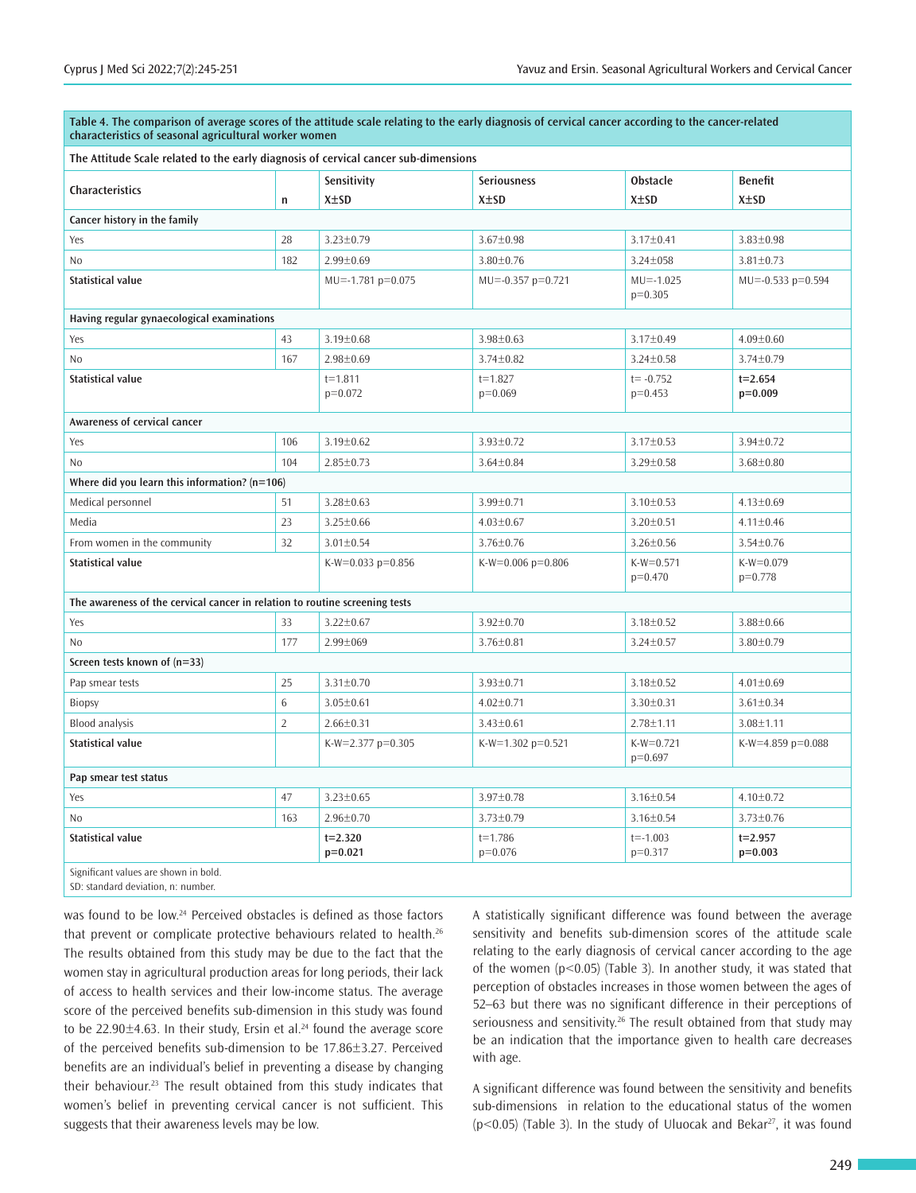**Table 4. The comparison of average scores of the attitude scale relating to the early diagnosis of cervical cancer according to the cancer-related characteristics of seasonal agricultural worker women**

| The Attitude Scale related to the early diagnosis of cervical cancer sub-dimensions | | | | | |
|---|---|---|---|---|---|
| **Characteristics** | **n** | **Sensitivity X±SD** | **Seriousness X±SD** | **Obstacle X±SD** | **Benefit X±SD** |
| **Cancer history in the family** | | | | | |
| Yes | 28 | 3.23±0.79 | 3.67±0.98 | 3.17±0.41 | 3.83±0.98 |
| No | 182 | 2.99±0.69 | 3.80±0.76 | 3.24±058 | 3.81±0.73 |
| **Statistical value** | | MU=-1.781 p=0.075 | MU=-0.357 p=0.721 | MU=-1.025 p=0.305 | MU=-0.533 p=0.594 |
| **Having regular gynaecological examinations** | | | | | |
| Yes | 43 | 3.19±0.68 | 3.98±0.63 | 3.17±0.49 | 4.09±0.60 |
| No | 167 | 2.98±0.69 | 3.74±0.82 | 3.24±0.58 | 3.74±0.79 |
| **Statistical value** | | t=1.811 p=0.072 | t=1.827 p=0.069 | t= -0.752 p=0.453 | **t=2.654 p=0.009** |
| **Awareness of cervical cancer** | | | | | |
| Yes | 106 | 3.19±0.62 | 3.93±0.72 | 3.17±0.53 | 3.94±0.72 |
| No | 104 | 2.85±0.73 | 3.64±0.84 | 3.29±0.58 | 3.68±0.80 |
| **Where did you learn this information? (n=106)** | | | | | |
| Medical personnel | 51 | 3.28±0.63 | 3.99±0.71 | 3.10±0.53 | 4.13±0.69 |
| Media | 23 | 3.25±0.66 | 4.03±0.67 | 3.20±0.51 | 4.11±0.46 |
| From women in the community | 32 | 3.01±0.54 | 3.76±0.76 | 3.26±0.56 | 3.54±0.76 |
| **Statistical value** | | K-W=0.033 p=0.856 | K-W=0.006 p=0.806 | K-W=0.571 p=0.470 | K-W=0.079 p=0.778 |
| **The awareness of the cervical cancer in relation to routine screening tests** | | | | | |
| Yes | 33 | 3.22±0.67 | 3.92±0.70 | 3.18±0.52 | 3.88±0.66 |
| No | 177 | 2.99±069 | 3.76±0.81 | 3.24±0.57 | 3.80±0.79 |
| **Screen tests known of (n=33)** | | | | | |
| Pap smear tests | 25 | 3.31±0.70 | 3.93±0.71 | 3.18±0.52 | 4.01±0.69 |
| Biopsy | 6 | 3.05±0.61 | 4.02±0.71 | 3.30±0.31 | 3.61±0.34 |
| Blood analysis | 2 | 2.66±0.31 | 3.43±0.61 | 2.78±1.11 | 3.08±1.11 |
| **Statistical value** | | K-W=2.377 p=0.305 | K-W=1.302 p=0.521 | K-W=0.721 p=0.697 | K-W=4.859 p=0.088 |
| **Pap smear test status** | | | | | |
| Yes | 47 | 3.23±0.65 | 3.97±0.78 | 3.16±0.54 | 4.10±0.72 |
| No | 163 | 2.96±0.70 | 3.73±0.79 | 3.16±0.54 | 3.73±0.76 |
| **Statistical value** | | **t=2.320 p=0.021** | t=1.786 p=0.076 | t=-1.003 p=0.317 | **t=2.957 p=0.003** |

Significant values are shown in bold.
SD: standard deviation, n: number.

was found to be low.[24] Perceived obstacles is defined as those factors that prevent or complicate protective behaviours related to health.[26] The results obtained from this study may be due to the fact that the women stay in agricultural production areas for long periods, their lack of access to health services and their low-income status. The average score of the perceived benefits sub-dimension in this study was found to be 22.90±4.63. In their study, Ersin et al.[24] found the average score of the perceived benefits sub-dimension to be 17.86±3.27. Perceived benefits are an individual's belief in preventing a disease by changing their behaviour.[23] The result obtained from this study indicates that women's belief in preventing cervical cancer is not sufficient. This suggests that their awareness levels may be low.

A statistically significant difference was found between the average sensitivity and benefits sub-dimension scores of the attitude scale relating to the early diagnosis of cervical cancer according to the age of the women ($p<0.05$) (Table 3). In another study, it was stated that perception of obstacles increases in those women between the ages of 52–63 but there was no significant difference in their perceptions of seriousness and sensitivity.[26] The result obtained from that study may be an indication that the importance given to health care decreases with age.

A significant difference was found between the sensitivity and benefits sub-dimensions in relation to the educational status of the women ($p<0.05$) (Table 3). In the study of Uluocak and Bekar[27], it was found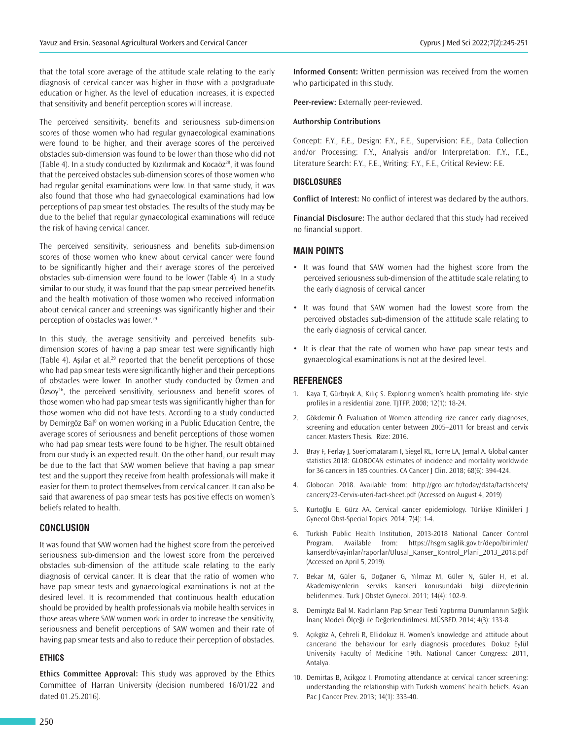that the total score average of the attitude scale relating to the early diagnosis of cervical cancer was higher in those with a postgraduate education or higher. As the level of education increases, it is expected that sensitivity and benefit perception scores will increase.

The perceived sensitivity, benefits and seriousness sub-dimension scores of those women who had regular gynaecological examinations were found to be higher, and their average scores of the perceived obstacles sub-dimension was found to be lower than those who did not (Table 4). In a study conducted by Kızılırmak and Kocaöz[28], it was found that the perceived obstacles sub-dimension scores of those women who had regular genital examinations were low. In that same study, it was also found that those who had gynaecological examinations had low perceptions of pap smear test obstacles. The results of the study may be due to the belief that regular gynaecological examinations will reduce the risk of having cervical cancer.

The perceived sensitivity, seriousness and benefits sub-dimension scores of those women who knew about cervical cancer were found to be significantly higher and their average scores of the perceived obstacles sub-dimension were found to be lower (Table 4). In a study similar to our study, it was found that the pap smear perceived benefits and the health motivation of those women who received information about cervical cancer and screenings was significantly higher and their perception of obstacles was lower.[29]

In this study, the average sensitivity and perceived benefits sub-dimension scores of having a pap smear test were significantly high (Table 4). Aşılar et al.[29] reported that the benefit perceptions of those who had pap smear tests were significantly higher and their perceptions of obstacles were lower. In another study conducted by Özmen and Özsoy[16], the perceived sensitivity, seriousness and benefit scores of those women who had pap smear tests was significantly higher than for those women who did not have tests. According to a study conducted by Demirgöz Bal[8] on women working in a Public Education Centre, the average scores of seriousness and benefit perceptions of those women who had pap smear tests were found to be higher. The result obtained from our study is an expected result. On the other hand, our result may be due to the fact that SAW women believe that having a pap smear test and the support they receive from health professionals will make it easier for them to protect themselves from cervical cancer. It can also be said that awareness of pap smear tests has positive effects on women's beliefs related to health.

## CONCLUSION

It was found that SAW women had the highest score from the perceived seriousness sub-dimension and the lowest score from the perceived obstacles sub-dimension of the attitude scale relating to the early diagnosis of cervical cancer. It is clear that the ratio of women who have pap smear tests and gynaecological examinations is not at the desired level. It is recommended that continuous health education should be provided by health professionals via mobile health services in those areas where SAW women work in order to increase the sensitivity, seriousness and benefit perceptions of SAW women and their rate of having pap smear tests and also to reduce their perception of obstacles.

### ETHICS

**Ethics Committee Approval:** This study was approved by the Ethics Committee of Harran University (decision numbered 16/01/22 and dated 01.25.2016).

**Informed Consent:** Written permission was received from the women who participated in this study.

**Peer-review:** Externally peer-reviewed.

#### Authorship Contributions

Concept: F.Y., F.E., Design: F.Y., F.E., Supervision: F.E., Data Collection and/or Processing: F.Y., Analysis and/or Interpretation: F.Y., F.E., Literature Search: F.Y., F.E., Writing: F.Y., F.E., Critical Review: F.E.

### DISCLOSURES

**Conflict of Interest:** No conflict of interest was declared by the authors.

**Financial Disclosure:** The author declared that this study had received no financial support.

## MAIN POINTS

- It was found that SAW women had the highest score from the perceived seriousness sub-dimension of the attitude scale relating to the early diagnosis of cervical cancer
- It was found that SAW women had the lowest score from the perceived obstacles sub-dimension of the attitude scale relating to the early diagnosis of cervical cancer.
- It is clear that the rate of women who have pap smear tests and gynaecological examinations is not at the desired level.

## REFERENCES

1. Kaya T, Gürbıyık A, Kılıç S. Exploring women's health promoting life- style profiles in a residential zone. TJTFP. 2008; 12(1): 18-24.
2. Gökdemir Ö. Evaluation of Women attending rize cancer early diagnoses, screening and education center between 2005–2011 for breast and cervix cancer. Masters Thesis. Rize: 2016.
3. Bray F, Ferlay J, Soerjomataram I, Siegel RL, Torre LA, Jemal A. Global cancer statistics 2018: GLOBOCAN estimates of incidence and mortality worldwide for 36 cancers in 185 countries. CA Cancer J Clin. 2018; 68(6): 394-424.
4. Globocan 2018. Available from: http://gco.iarc.fr/today/data/factsheets/cancers/23-Cervix-uteri-fact-sheet.pdf (Accessed on August 4, 2019)
5. Kurtoğlu E, Gürz AA. Cervical cancer epidemiology. Türkiye Klinikleri J Gynecol Obst-Special Topics. 2014; 7(4): 1-4.
6. Turkish Public Health Institution, 2013-2018 National Cancer Control Program. Available from: https://hsgm.saglik.gov.tr/depo/birimler/kanserdb/yayinlar/raporlar/Ulusal_Kanser_Kontrol_Plani_2013_2018.pdf (Accessed on April 5, 2019).
7. Bekar M, Güler G, Doğaner G, Yılmaz M, Güler N, Güler H, et al. Akademisyenlerin serviks kanseri konusundaki bilgi düzeylerinin belirlenmesi. Turk J Obstet Gynecol. 2011; 14(4): 102-9.
8. Demirgöz Bal M. Kadınların Pap Smear Testi Yaptırma Durumlarının Sağlık İnanç Modeli Ölçeği ile Değerlendirilmesi. MÜSBED. 2014; 4(3): 133-8.
9. Açıkgöz A, Çehreli R, Ellidokuz H. Women's knowledge and attitude about cancerand the behaviour for early diagnosis procedures. Dokuz Eylül University Faculty of Medicine 19th. National Cancer Congress: 2011, Antalya.
10. Demirtas B, Acikgoz I. Promoting attendance at cervical cancer screening: understanding the relationship with Turkish womens' health beliefs. Asian Pac J Cancer Prev. 2013; 14(1): 333-40.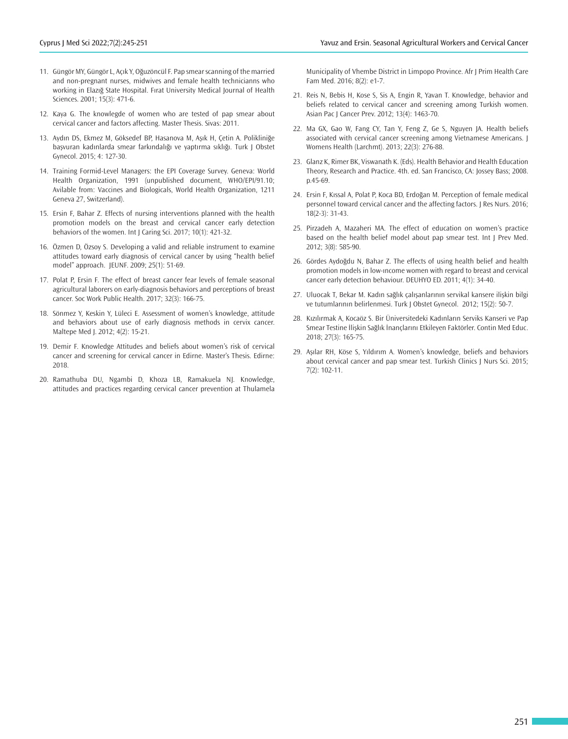11. Güngör MY, Güngör L, Açık Y, Oğuzöncül F. Pap smear scanning of the married and non-pregnant nurses, midwives and female health techniciann s who working in Elazığ State Hospital. Fırat University Medical Journal of Health Sciences. 2001; 15(3): 471-6.
12. Kaya G. The knowlegde of women who are tested of pap smear about cervical cancer and factors affecting. Master Thesis. Sivas: 2011.
13. Aydın DS, Ekmez M, Göksedef BP, Hasanova M, Aşık H, Çetin A. Polikliniğe başvuran kadınlarda smear farkındalığı ve yaptırma sıklığı. Turk J Obstet Gynecol. 2015; 4: 127-30.
14. Training Formid-Level Managers: the EPI Coverage Survey. Geneva: World Health Organization, 1991 (unpublished document, WHO/EPI/91.10; Avilable from: Vaccines and Biologicals, World Health Organization, 1211 Geneva 27, Switzerland).
15. Ersin F, Bahar Z. Effects of nursing interventions planned with the health promotion models on the breast and cervical cancer early detection behaviors of the women. Int J Caring Sci. 2017; 10(1): 421-32.
16. Özmen D, Özsoy S. Developing a valid and reliable instrument to examine attitudes toward early diagnosis of cervical cancer by using "health belief model" approach. JEUNF. 2009; 25(1): 51-69.
17. Polat P, Ersin F. The effect of breast cancer fear levels of female seasonal agricultural laborers on early-diagnosis behaviors and perceptions of breast cancer. Soc Work Public Health. 2017; 32(3): 166-75.
18. Sönmez Y, Keskin Y, Lüleci E. Assessment of women's knowledge, attitude and behaviors about use of early diagnosis methods in cervix cancer. Maltepe Med J. 2012; 4(2): 15-21.
19. Demir F. Knowledge Attitudes and beliefs about women's risk of cervical cancer and screening for cervical cancer in Edirne. Master's Thesis. Edirne: 2018.
20. Ramathuba DU, Ngambi D, Khoza LB, Ramakuela NJ. Knowledge, attitudes and practices regarding cervical cancer prevention at Thulamela Municipality of Vhembe District in Limpopo Province. Afr J Prim Health Care Fam Med. 2016; 8(2): e1-7.
21. Reis N, Bebis H, Kose S, Sis A, Engin R, Yavan T. Knowledge, behavior and beliefs related to cervical cancer and screening among Turkish women. Asian Pac J Cancer Prev. 2012; 13(4): 1463-70.
22. Ma GX, Gao W, Fang CY, Tan Y, Feng Z, Ge S, Nguyen JA. Health beliefs associated with cervical cancer screening among Vietnamese Americans. J Womens Health (Larchmt). 2013; 22(3): 276-88.
23. Glanz K, Rimer BK, Viswanath K. (Eds). Health Behavior and Health Education Theory, Research and Practice. 4th. ed. San Francisco, CA: Jossey Bass; 2008. p.45-69.
24. Ersin F, Kıssal A, Polat P, Koca BD, Erdoğan M. Perception of female medical personnel toward cervical cancer and the affecting factors. J Res Nurs. 2016; 18(2-3): 31-43.
25. Pirzadeh A, Mazaheri MA. The effect of education on women's practice based on the health belief model about pap smear test. Int J Prev Med. 2012; 3(8): 585-90.
26. Gördes Aydoğdu N, Bahar Z. The effects of using health belief and health promotion models in low-ıncome women with regard to breast and cervical cancer early detection behaviour. DEUHYO ED. 2011; 4(1): 34-40.
27. Uluocak T, Bekar M. Kadın sağlık çalışanlarının servikal kansere ilişkin bilgi ve tutumlarının belirlenmesi. Turk J Obstet Gynecol. 2012; 15(2): 50-7.
28. Kızılırmak A, Kocaöz S. Bir Üniversitedeki Kadınların Serviks Kanseri ve Pap Smear Testine İlişkin Sağlık İnançlarını Etkileyen Faktörler. Contin Med Educ. 2018; 27(3): 165-75.
29. Aşılar RH, Köse S, Yıldırım A. Women's knowledge, beliefs and behaviors about cervical cancer and pap smear test. Turkish Clinics J Nurs Sci. 2015; 7(2): 102-11.